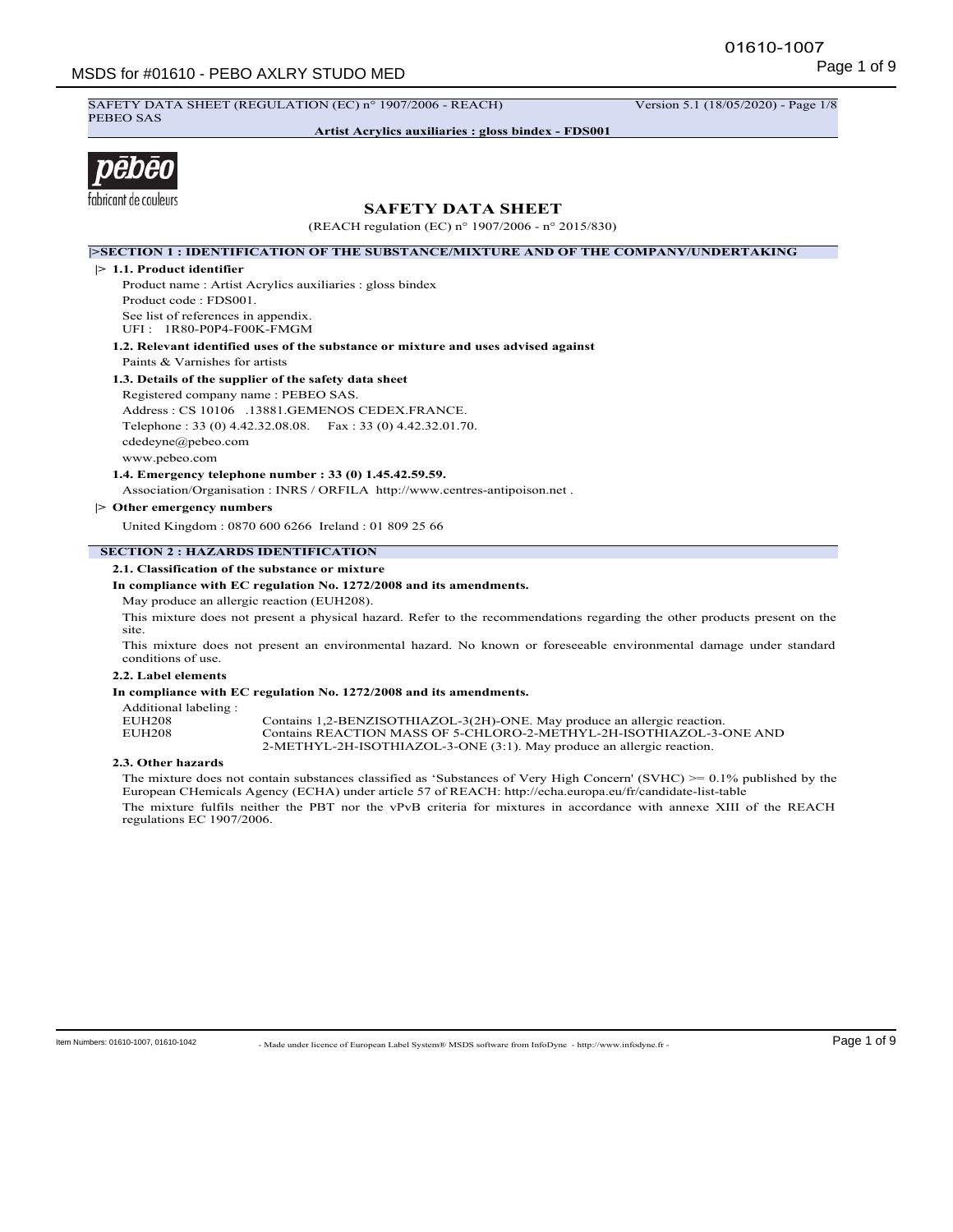SAFETY DATA SHEET (REGULATION (EC) n° 1907/2006 - REACH) Version 5.1 (18/05/2020) - Page 1/8
PEBEO SAS

**Artist Acrylics auxiliaries : gloss bindex - FDS001**

pēbēo
fabricant de couleurs

# SAFETY DATA SHEET

(REACH regulation (EC) n° 1907/2006 - n° 2015/830)

## |>SECTION 1 : IDENTIFICATION OF THE SUBSTANCE/MIXTURE AND OF THE COMPANY/UNDERTAKING

### |> 1.1. Product identifier

Product name : Artist Acrylics auxiliaries : gloss bindex
Product code : FDS001.
See list of references in appendix.
UFI : 1R80-P0P4-F00K-FMGM

### 1.2. Relevant identified uses of the substance or mixture and uses advised against

Paints & Varnishes for artists

### 1.3. Details of the supplier of the safety data sheet

Registered company name : PEBEO SAS.
Address : CS 10106 .13881.GEMENOS CEDEX.FRANCE.
Telephone : 33 (0) 4.42.32.08.08. Fax : 33 (0) 4.42.32.01.70.
cdedeyne@pebeo.com
www.pebeo.com

### 1.4. Emergency telephone number : 33 (0) 1.45.42.59.59.

Association/Organisation : INRS / ORFILA http://www.centres-antipoison.net .

### |> Other emergency numbers

United Kingdom : 0870 600 6266 Ireland : 01 809 25 66

## SECTION 2 : HAZARDS IDENTIFICATION

### 2.1. Classification of the substance or mixture

**In compliance with EC regulation No. 1272/2008 and its amendments.**

May produce an allergic reaction (EUH208).

This mixture does not present a physical hazard. Refer to the recommendations regarding the other products present on the site.

This mixture does not present an environmental hazard. No known or foreseeable environmental damage under standard conditions of use.

### 2.2. Label elements

**In compliance with EC regulation No. 1272/2008 and its amendments.**

Additional labeling :

| | |
|---|---|
| EUH208 | Contains 1,2-BENZISOTHIAZOL-3(2H)-ONE. May produce an allergic reaction. |
| EUH208 | Contains REACTION MASS OF 5-CHLORO-2-METHYL-2H-ISOTHIAZOL-3-ONE AND 2-METHYL-2H-ISOTHIAZOL-3-ONE (3:1). May produce an allergic reaction. |

### 2.3. Other hazards

The mixture does not contain substances classified as 'Substances of Very High Concern' (SVHC) >= 0.1% published by the European CHemicals Agency (ECHA) under article 57 of REACH: http://echa.europa.eu/fr/candidate-list-table

The mixture fulfils neither the PBT nor the vPvB criteria for mixtures in accordance with annexe XIII of the REACH regulations EC 1907/2006.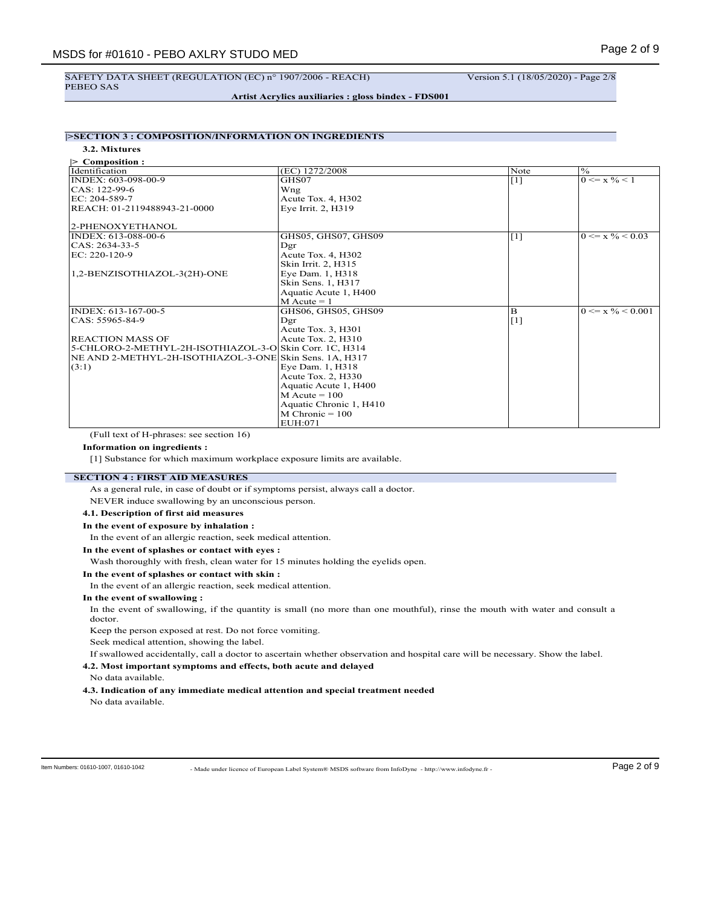SAFETY DATA SHEET (REGULATION (EC) n° 1907/2006 - REACH) Version 5.1 (18/05/2020) - Page 2/8
PEBEO SAS

**Artist Acrylics auxiliaries : gloss bindex - FDS001**

## |>SECTION 3 : COMPOSITION/INFORMATION ON INGREDIENTS

### 3.2. Mixtures

**|> Composition :**

| Identification | (EC) 1272/2008 | Note | % |
|---|---|---|---|
| INDEX: 603-098-00-9<br>CAS: 122-99-6<br>EC: 204-589-7<br>REACH: 01-2119488943-21-0000<br><br>2-PHENOXYETHANOL | GHS07<br>Wng<br>Acute Tox. 4, H302<br>Eye Irrit. 2, H319 | [1] | 0 <= x % < 1 |
| INDEX: 613-088-00-6<br>CAS: 2634-33-5<br>EC: 220-120-9<br><br>1,2-BENZISOTHIAZOL-3(2H)-ONE | GHS05, GHS07, GHS09<br>Dgr<br>Acute Tox. 4, H302<br>Skin Irrit. 2, H315<br>Eye Dam. 1, H318<br>Skin Sens. 1, H317<br>Aquatic Acute 1, H400<br>M Acute = 1 | [1] | 0 <= x % < 0.03 |
| INDEX: 613-167-00-5<br>CAS: 55965-84-9<br><br>REACTION MASS OF 5-CHLORO-2-METHYL-2H-ISOTHIAZOL-3-ONE AND 2-METHYL-2H-ISOTHIAZOL-3-ONE (3:1) | GHS06, GHS05, GHS09<br>Dgr<br>Acute Tox. 3, H301<br>Acute Tox. 2, H310<br>Skin Corr. 1C, H314<br>Skin Sens. 1A, H317<br>Eye Dam. 1, H318<br>Acute Tox. 2, H330<br>Aquatic Acute 1, H400<br>M Acute = 100<br>Aquatic Chronic 1, H410<br>M Chronic = 100<br>EUH:071 | B<br>[1] | 0 <= x % < 0.001 |

(Full text of H-phrases: see section 16)

**Information on ingredients :**

[1] Substance for which maximum workplace exposure limits are available.

## SECTION 4 : FIRST AID MEASURES

As a general rule, in case of doubt or if symptoms persist, always call a doctor.

NEVER induce swallowing by an unconscious person.

### 4.1. Description of first aid measures

**In the event of exposure by inhalation :**

In the event of an allergic reaction, seek medical attention.

**In the event of splashes or contact with eyes :**

Wash thoroughly with fresh, clean water for 15 minutes holding the eyelids open.

**In the event of splashes or contact with skin :**

In the event of an allergic reaction, seek medical attention.

**In the event of swallowing :**

In the event of swallowing, if the quantity is small (no more than one mouthful), rinse the mouth with water and consult a doctor.

Keep the person exposed at rest. Do not force vomiting.

Seek medical attention, showing the label.

If swallowed accidentally, call a doctor to ascertain whether observation and hospital care will be necessary. Show the label.

### 4.2. Most important symptoms and effects, both acute and delayed

No data available.

### 4.3. Indication of any immediate medical attention and special treatment needed

No data available.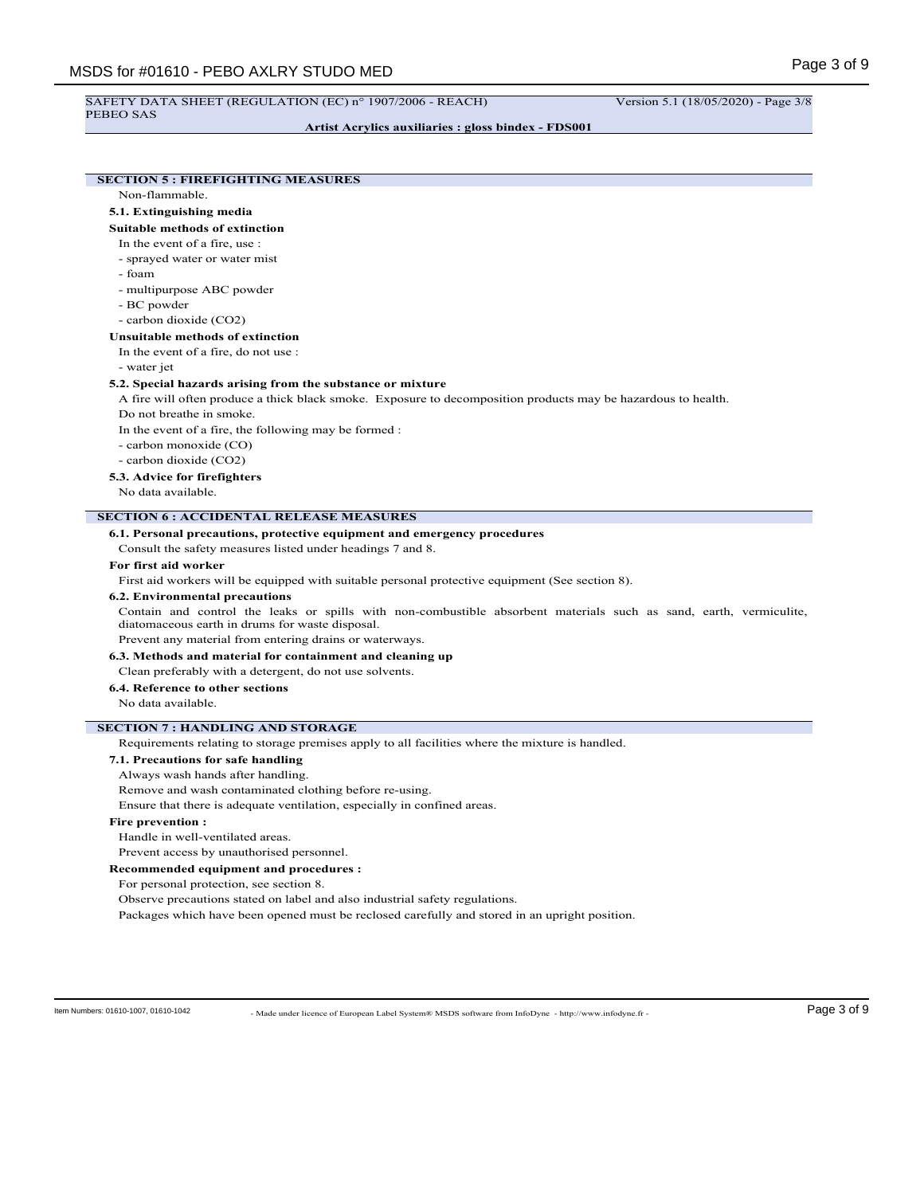## SECTION 5 : FIREFIGHTING MEASURES

Non-flammable.

### 5.1. Extinguishing media

**Suitable methods of extinction**

In the event of a fire, use :

- sprayed water or water mist
- foam
- multipurpose ABC powder
- BC powder
- carbon dioxide ($CO_2$)

**Unsuitable methods of extinction**

In the event of a fire, do not use :

- water jet

### 5.2. Special hazards arising from the substance or mixture

A fire will often produce a thick black smoke. Exposure to decomposition products may be hazardous to health.

Do not breathe in smoke.

In the event of a fire, the following may be formed :

- carbon monoxide (CO)
- carbon dioxide ($CO_2$)

### 5.3. Advice for firefighters

No data available.

## SECTION 6 : ACCIDENTAL RELEASE MEASURES

### 6.1. Personal precautions, protective equipment and emergency procedures

Consult the safety measures listed under headings 7 and 8.

**For first aid worker**

First aid workers will be equipped with suitable personal protective equipment (See section 8).

### 6.2. Environmental precautions

Contain and control the leaks or spills with non-combustible absorbent materials such as sand, earth, vermiculite, diatomaceous earth in drums for waste disposal.

Prevent any material from entering drains or waterways.

### 6.3. Methods and material for containment and cleaning up

Clean preferably with a detergent, do not use solvents.

### 6.4. Reference to other sections

No data available.

## SECTION 7 : HANDLING AND STORAGE

Requirements relating to storage premises apply to all facilities where the mixture is handled.

### 7.1. Precautions for safe handling

Always wash hands after handling.

Remove and wash contaminated clothing before re-using.

Ensure that there is adequate ventilation, especially in confined areas.

**Fire prevention :**

Handle in well-ventilated areas.

Prevent access by unauthorised personnel.

**Recommended equipment and procedures :**

For personal protection, see section 8.

Observe precautions stated on label and also industrial safety regulations.

Packages which have been opened must be reclosed carefully and stored in an upright position.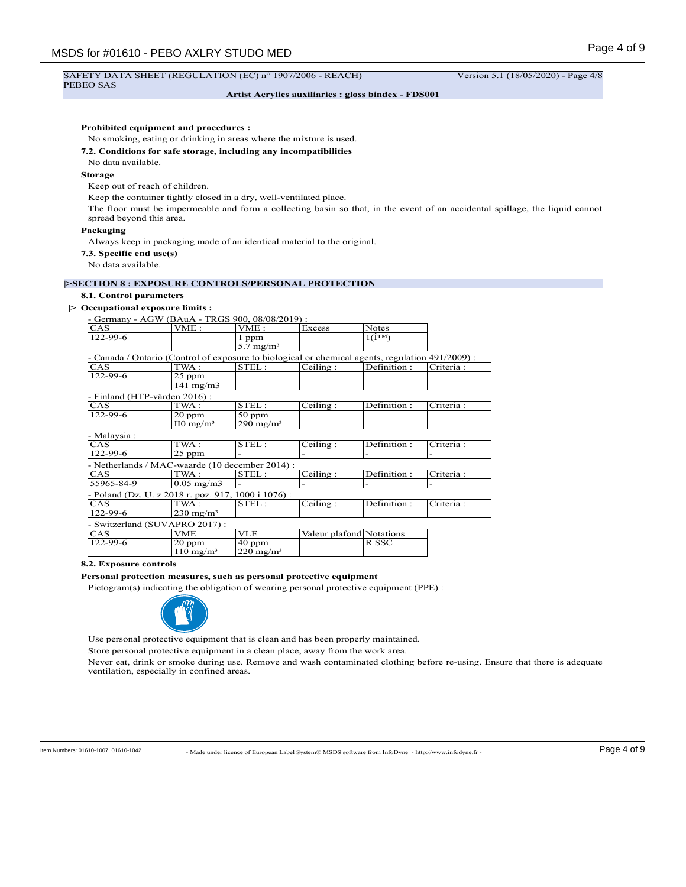**Prohibited equipment and procedures :**

No smoking, eating or drinking in areas where the mixture is used.

**7.2. Conditions for safe storage, including any incompatibilities**

No data available.

**Storage**

Keep out of reach of children.

Keep the container tightly closed in a dry, well-ventilated place.

The floor must be impermeable and form a collecting basin so that, in the event of an accidental spillage, the liquid cannot spread beyond this area.

**Packaging**

Always keep in packaging made of an identical material to the original.

**7.3. Specific end use(s)**

No data available.

## |>SECTION 8 : EXPOSURE CONTROLS/PERSONAL PROTECTION

**8.1. Control parameters**

|> **Occupational exposure limits :**

- Germany - AGW (BAuA - TRGS 900, 08/08/2019) :

| CAS | VME : | VME : | Excess | Notes |
|---|---|---|---|---|
| 122-99-6 | | 1 ppm<br>5.7 mg/m³ | | 1(Î™) |

- Canada / Ontario (Control of exposure to biological or chemical agents, regulation 491/2009) :

| CAS | TWA : | STEL : | Ceiling : | Definition : | Criteria : |
|---|---|---|---|---|---|
| 122-99-6 | 25 ppm<br>141 mg/m3 | | | | |

- Finland (HTP-värden 2016) :

| CAS | TWA : | STEL : | Ceiling : | Definition : | Criteria : |
|---|---|---|---|---|---|
| 122-99-6 | 20 ppm<br>II0 mg/m³ | 50 ppm<br>290 mg/m³ | | | |

- Malaysia :

| CAS | TWA : | STEL : | Ceiling : | Definition : | Criteria : |
|---|---|---|---|---|---|
| 122-99-6 | 25 ppm | - | - | - | - |

- Netherlands / MAC-waarde (10 december 2014) :

| CAS | TWA : | STEL : | Ceiling : | Definition : | Criteria : |
|---|---|---|---|---|---|
| 55965-84-9 | 0.05 mg/m3 | - | - | - | - |

- Poland (Dz. U. z 2018 r. poz. 917, 1000 i 1076) :

| CAS | TWA : | STEL : | Ceiling : | Definition : | Criteria : |
|---|---|---|---|---|---|
| 122-99-6 | 230 mg/m³ | | | | |

- Switzerland (SUVAPRO 2017) :

| CAS | VME | VLE | Valeur plafond | Notations |
|---|---|---|---|---|
| 122-99-6 | 20 ppm<br>110 mg/m³ | 40 ppm<br>220 mg/m³ | | R SSC |

**8.2. Exposure controls**

**Personal protection measures, such as personal protective equipment**

Pictogram(s) indicating the obligation of wearing personal protective equipment (PPE) :

Use personal protective equipment that is clean and has been properly maintained.

Store personal protective equipment in a clean place, away from the work area.

Never eat, drink or smoke during use. Remove and wash contaminated clothing before re-using. Ensure that there is adequate ventilation, especially in confined areas.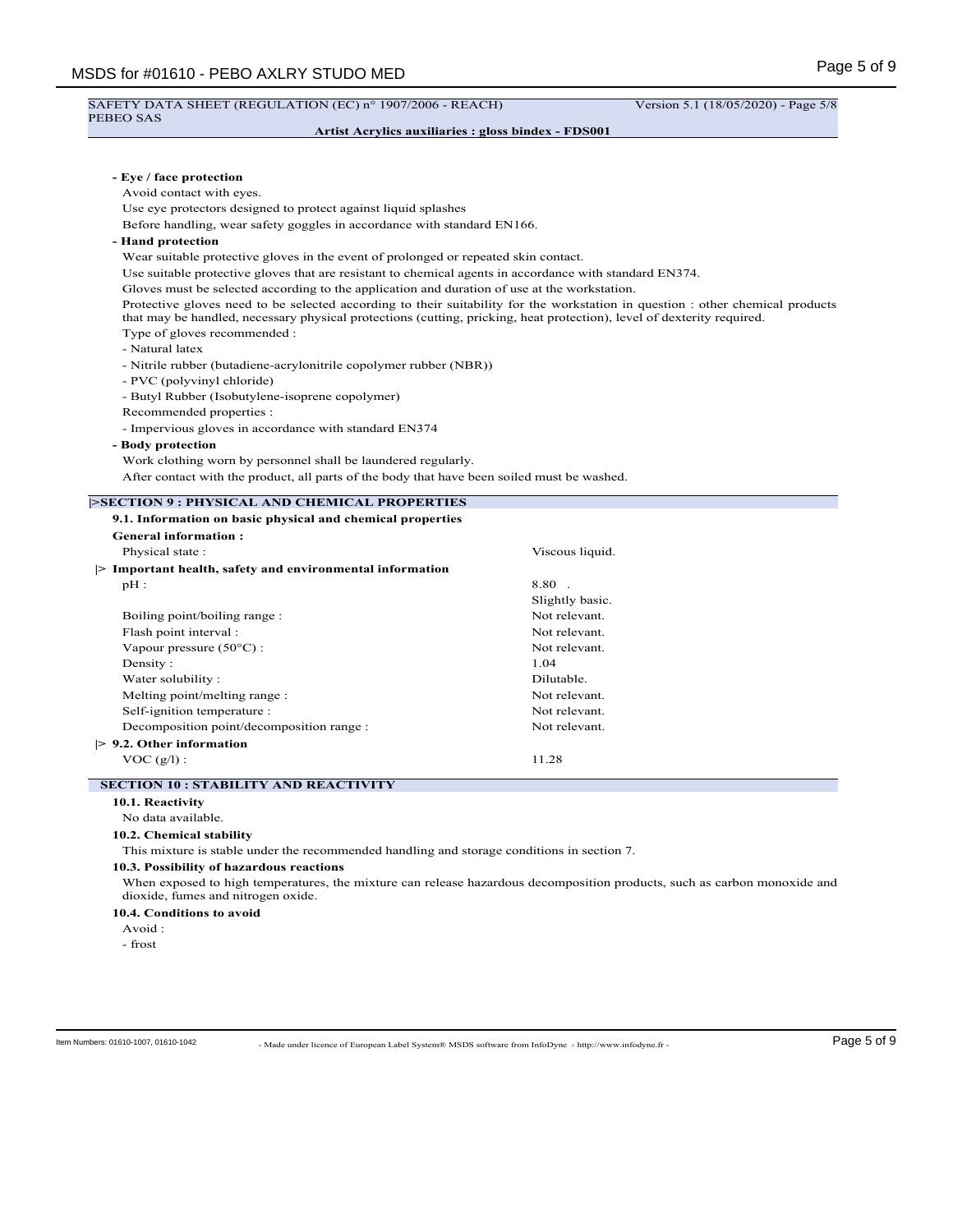**- Eye / face protection**

Avoid contact with eyes.

Use eye protectors designed to protect against liquid splashes

Before handling, wear safety goggles in accordance with standard EN166.

**- Hand protection**

Wear suitable protective gloves in the event of prolonged or repeated skin contact.

Use suitable protective gloves that are resistant to chemical agents in accordance with standard EN374.

Gloves must be selected according to the application and duration of use at the workstation.

Protective gloves need to be selected according to their suitability for the workstation in question : other chemical products that may be handled, necessary physical protections (cutting, pricking, heat protection), level of dexterity required.

Type of gloves recommended :

- Natural latex
- Nitrile rubber (butadiene-acrylonitrile copolymer rubber (NBR))
- PVC (polyvinyl chloride)
- Butyl Rubber (Isobutylene-isoprene copolymer)

Recommended properties :

- Impervious gloves in accordance with standard EN374

**- Body protection**

Work clothing worn by personnel shall be laundered regularly.

After contact with the product, all parts of the body that have been soiled must be washed.

## |>SECTION 9 : PHYSICAL AND CHEMICAL PROPERTIES

**9.1. Information on basic physical and chemical properties**

**General information :**

| | |
|---|---|
| Physical state : | Viscous liquid. |

**|> Important health, safety and environmental information**

| | |
|---|---|
| pH : | 8.80 . |
| | Slightly basic. |
| Boiling point/boiling range : | Not relevant. |
| Flash point interval : | Not relevant. |
| Vapour pressure (50°C) : | Not relevant. |
| Density : | 1.04 |
| Water solubility : | Dilutable. |
| Melting point/melting range : | Not relevant. |
| Self-ignition temperature : | Not relevant. |
| Decomposition point/decomposition range : | Not relevant. |

**|> 9.2. Other information**

| | |
|---|---|
| VOC (g/l) : | 11.28 |

## SECTION 10 : STABILITY AND REACTIVITY

**10.1. Reactivity**

No data available.

**10.2. Chemical stability**

This mixture is stable under the recommended handling and storage conditions in section 7.

**10.3. Possibility of hazardous reactions**

When exposed to high temperatures, the mixture can release hazardous decomposition products, such as carbon monoxide and dioxide, fumes and nitrogen oxide.

**10.4. Conditions to avoid**

Avoid :

- frost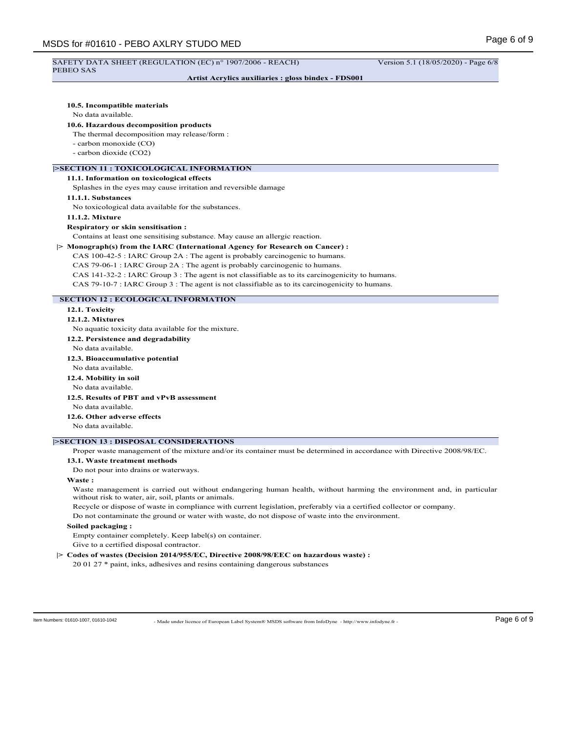SAFETY DATA SHEET (REGULATION (EC) n° 1907/2006 - REACH) Version 5.1 (18/05/2020) - Page 6/8
PEBEO SAS

**Artist Acrylics auxiliaries : gloss bindex - FDS001**

**10.5. Incompatible materials**

No data available.

**10.6. Hazardous decomposition products**

The thermal decomposition may release/form :

- carbon monoxide (CO)
- carbon dioxide (CO2)

## |>SECTION 11 : TOXICOLOGICAL INFORMATION

**11.1. Information on toxicological effects**

Splashes in the eyes may cause irritation and reversible damage

**11.1.1. Substances**

No toxicological data available for the substances.

**11.1.2. Mixture**

**Respiratory or skin sensitisation :**

Contains at least one sensitising substance. May cause an allergic reaction.

|> **Monograph(s) from the IARC (International Agency for Research on Cancer) :**

CAS 100-42-5 : IARC Group 2A : The agent is probably carcinogenic to humans.

CAS 79-06-1 : IARC Group 2A : The agent is probably carcinogenic to humans.

CAS 141-32-2 : IARC Group 3 : The agent is not classifiable as to its carcinogenicity to humans.

CAS 79-10-7 : IARC Group 3 : The agent is not classifiable as to its carcinogenicity to humans.

## SECTION 12 : ECOLOGICAL INFORMATION

**12.1. Toxicity**

**12.1.2. Mixtures**

No aquatic toxicity data available for the mixture.

**12.2. Persistence and degradability**

No data available.

**12.3. Bioaccumulative potential**

No data available.

**12.4. Mobility in soil**

No data available.

**12.5. Results of PBT and vPvB assessment**

No data available.

**12.6. Other adverse effects**

No data available.

## |>SECTION 13 : DISPOSAL CONSIDERATIONS

Proper waste management of the mixture and/or its container must be determined in accordance with Directive 2008/98/EC.

**13.1. Waste treatment methods**

Do not pour into drains or waterways.

**Waste :**

Waste management is carried out without endangering human health, without harming the environment and, in particular without risk to water, air, soil, plants or animals.

Recycle or dispose of waste in compliance with current legislation, preferably via a certified collector or company.

Do not contaminate the ground or water with waste, do not dispose of waste into the environment.

**Soiled packaging :**

Empty container completely. Keep label(s) on container.

Give to a certified disposal contractor.

|> **Codes of wastes (Decision 2014/955/EC, Directive 2008/98/EEC on hazardous waste) :**

20 01 27 * paint, inks, adhesives and resins containing dangerous substances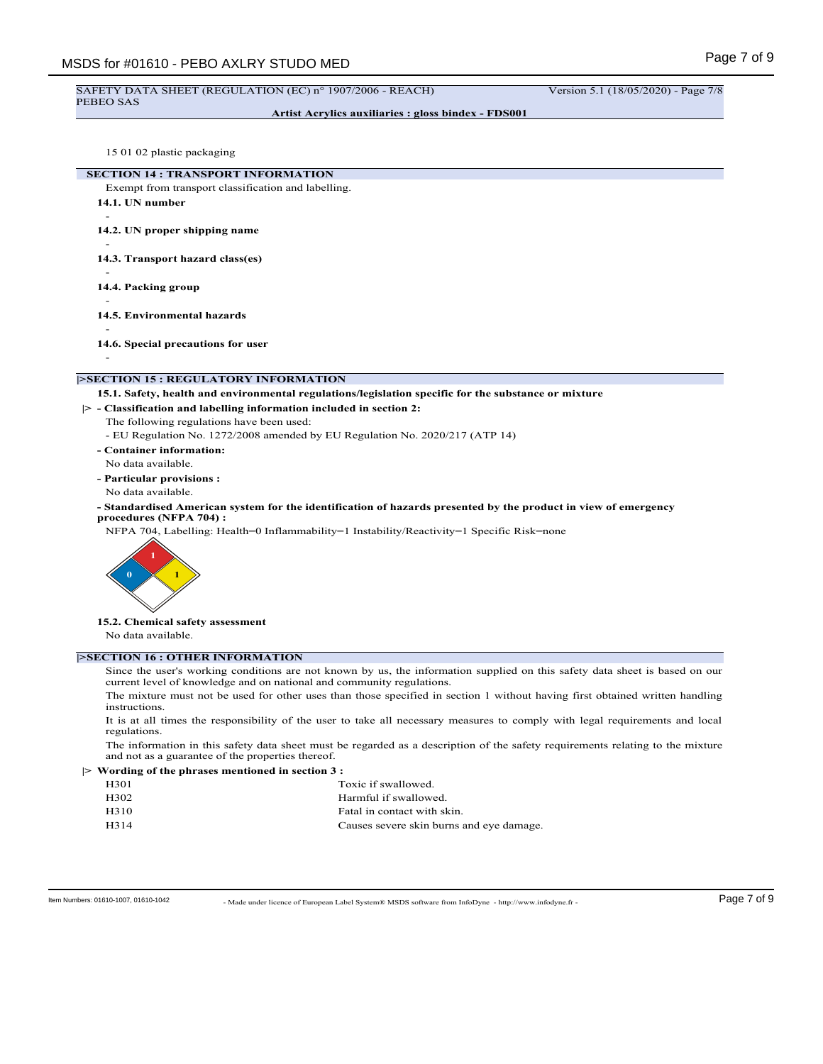15 01 02 plastic packaging

## SECTION 14 : TRANSPORT INFORMATION

Exempt from transport classification and labelling.

**14.1. UN number**

-

**14.2. UN proper shipping name**

-

**14.3. Transport hazard class(es)**

-

**14.4. Packing group**

-

**14.5. Environmental hazards**

-

**14.6. Special precautions for user**

-

## |>SECTION 15 : REGULATORY INFORMATION

**15.1. Safety, health and environmental regulations/legislation specific for the substance or mixture**

**|> - Classification and labelling information included in section 2:**

The following regulations have been used:

- EU Regulation No. 1272/2008 amended by EU Regulation No. 2020/217 (ATP 14)

**- Container information:**

No data available.

**- Particular provisions :**

No data available.

**- Standardised American system for the identification of hazards presented by the product in view of emergency procedures (NFPA 704) :**

NFPA 704, Labelling: Health=0 Inflammability=1 Instability/Reactivity=1 Specific Risk=none

**15.2. Chemical safety assessment**

No data available.

## |>SECTION 16 : OTHER INFORMATION

Since the user's working conditions are not known by us, the information supplied on this safety data sheet is based on our current level of knowledge and on national and community regulations.

The mixture must not be used for other uses than those specified in section 1 without having first obtained written handling instructions.

It is at all times the responsibility of the user to take all necessary measures to comply with legal requirements and local regulations.

The information in this safety data sheet must be regarded as a description of the safety requirements relating to the mixture and not as a guarantee of the properties thereof.

**|> Wording of the phrases mentioned in section 3 :**

| | |
|---|---|
| H301 | Toxic if swallowed. |
| H302 | Harmful if swallowed. |
| H310 | Fatal in contact with skin. |
| H314 | Causes severe skin burns and eye damage. |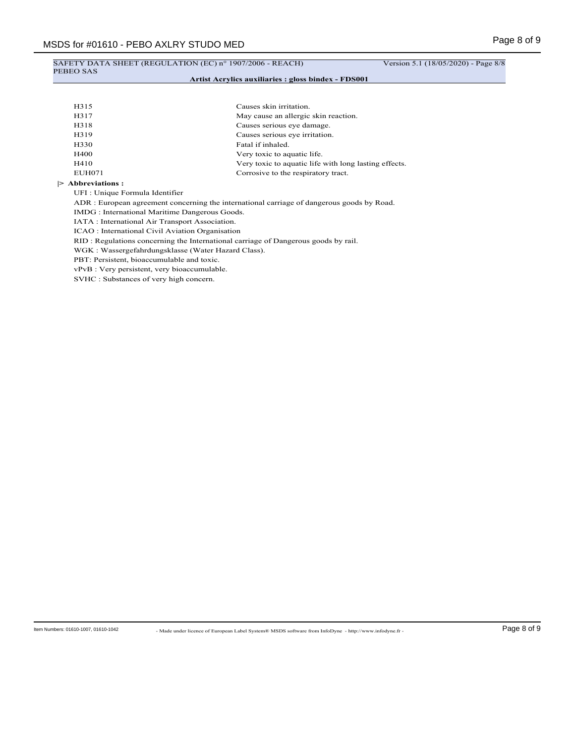| | |
|---|---|
| H315 | Causes skin irritation. |
| H317 | May cause an allergic skin reaction. |
| H318 | Causes serious eye damage. |
| H319 | Causes serious eye irritation. |
| H330 | Fatal if inhaled. |
| H400 | Very toxic to aquatic life. |
| H410 | Very toxic to aquatic life with long lasting effects. |
| EUH071 | Corrosive to the respiratory tract. |

**|> Abbreviations :**

UFI : Unique Formula Identifier

ADR : European agreement concerning the international carriage of dangerous goods by Road.

IMDG : International Maritime Dangerous Goods.

IATA : International Air Transport Association.

ICAO : International Civil Aviation Organisation

RID : Regulations concerning the International carriage of Dangerous goods by rail.

WGK : Wassergefahrdungsklasse (Water Hazard Class).

PBT: Persistent, bioaccumulable and toxic.

vPvB : Very persistent, very bioaccumulable.

SVHC : Substances of very high concern.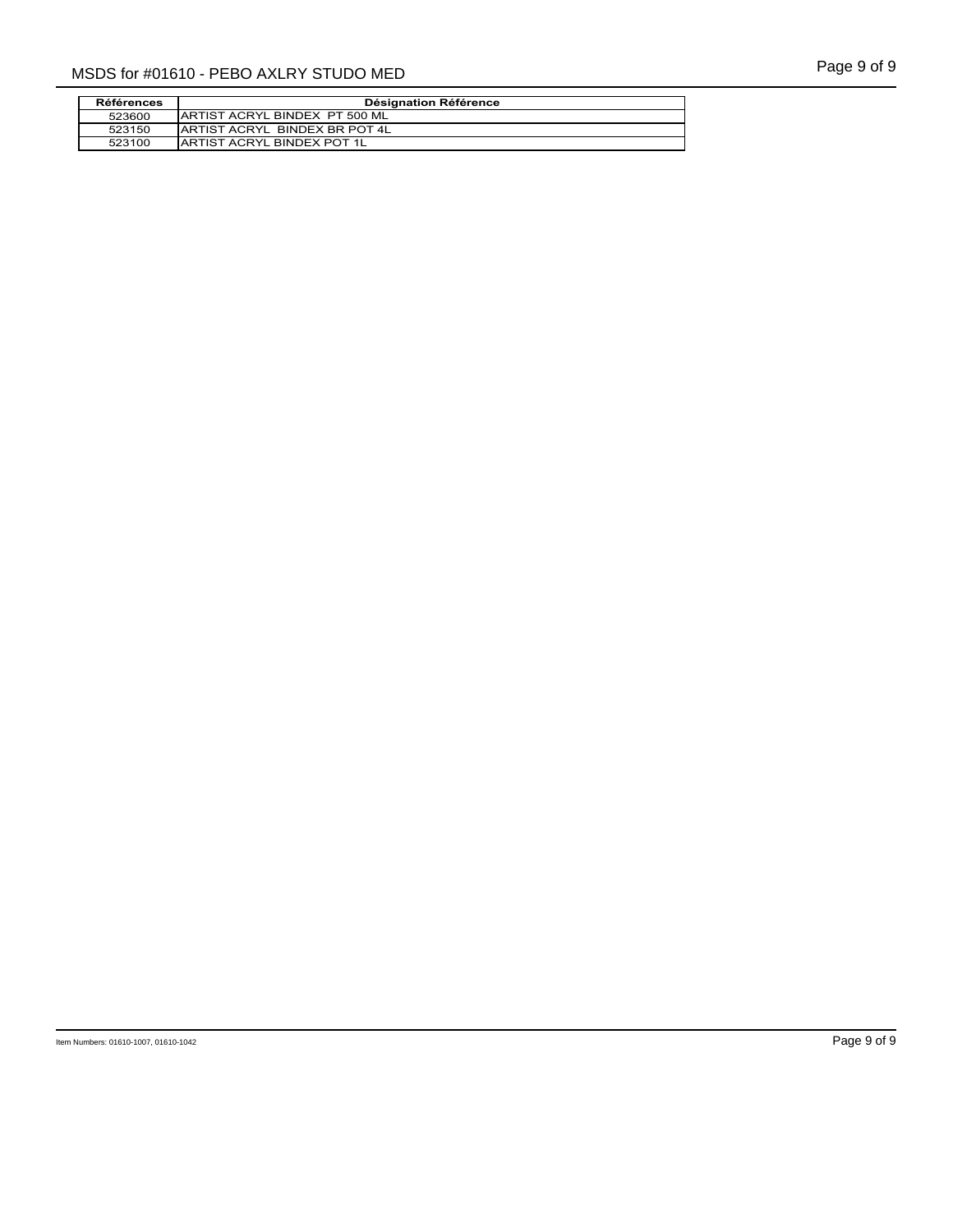| Références | Désignation Référence |
|---|---|
| 523600 | ARTIST ACRYL BINDEX  PT 500 ML |
| 523150 | ARTIST ACRYL  BINDEX BR POT 4L |
| 523100 | ARTIST ACRYL BINDEX POT 1L |